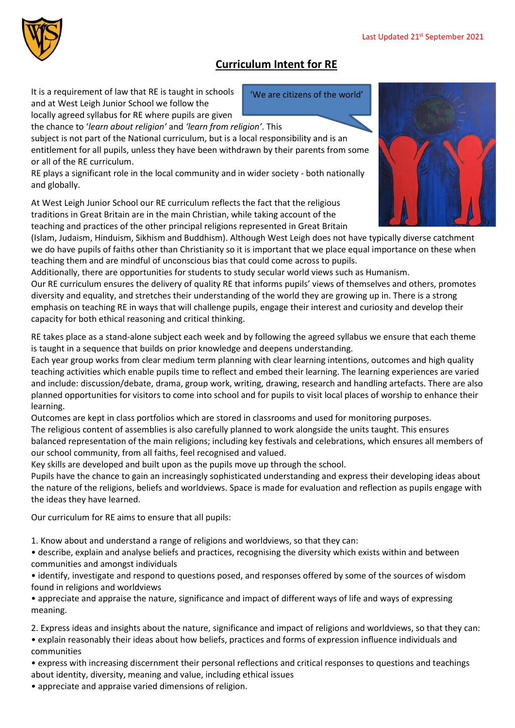Last Updated 21st September 2021

# Curriculum Intent for RE

'We are citizens of the world'

It is a requirement of law that RE is taught in schools and at West Leigh Junior School we follow the locally agreed syllabus for RE where pupils are given the chance to *'learn about religion'* and *'learn from religion'*. This subject is not part of the National curriculum, but is a local responsibility and is an entitlement for all pupils, unless they have been withdrawn by their parents from some or all of the RE curriculum.
RE plays a significant role in the local community and in wider society - both nationally and globally.

At West Leigh Junior School our RE curriculum reflects the fact that the religious traditions in Great Britain are in the main Christian, while taking account of the teaching and practices of the other principal religions represented in Great Britain (Islam, Judaism, Hinduism, Sikhism and Buddhism). Although West Leigh does not have typically diverse catchment we do have pupils of faiths other than Christianity so it is important that we place equal importance on these when teaching them and are mindful of unconscious bias that could come across to pupils.
Additionally, there are opportunities for students to study secular world views such as Humanism.
Our RE curriculum ensures the delivery of quality RE that informs pupils' views of themselves and others, promotes diversity and equality, and stretches their understanding of the world they are growing up in. There is a strong emphasis on teaching RE in ways that will challenge pupils, engage their interest and curiosity and develop their capacity for both ethical reasoning and critical thinking.

RE takes place as a stand-alone subject each week and by following the agreed syllabus we ensure that each theme is taught in a sequence that builds on prior knowledge and deepens understanding.
Each year group works from clear medium term planning with clear learning intentions, outcomes and high quality teaching activities which enable pupils time to reflect and embed their learning. The learning experiences are varied and include: discussion/debate, drama, group work, writing, drawing, research and handling artefacts. There are also planned opportunities for visitors to come into school and for pupils to visit local places of worship to enhance their learning.
Outcomes are kept in class portfolios which are stored in classrooms and used for monitoring purposes.
The religious content of assemblies is also carefully planned to work alongside the units taught. This ensures balanced representation of the main religions; including key festivals and celebrations, which ensures all members of our school community, from all faiths, feel recognised and valued.
Key skills are developed and built upon as the pupils move up through the school.
Pupils have the chance to gain an increasingly sophisticated understanding and express their developing ideas about the nature of the religions, beliefs and worldviews. Space is made for evaluation and reflection as pupils engage with the ideas they have learned.

Our curriculum for RE aims to ensure that all pupils:

1. Know about and understand a range of religions and worldviews, so that they can:
- describe, explain and analyse beliefs and practices, recognising the diversity which exists within and between communities and amongst individuals
- identify, investigate and respond to questions posed, and responses offered by some of the sources of wisdom found in religions and worldviews
- appreciate and appraise the nature, significance and impact of different ways of life and ways of expressing meaning.

2. Express ideas and insights about the nature, significance and impact of religions and worldviews, so that they can:
- explain reasonably their ideas about how beliefs, practices and forms of expression influence individuals and communities
- express with increasing discernment their personal reflections and critical responses to questions and teachings about identity, diversity, meaning and value, including ethical issues
- appreciate and appraise varied dimensions of religion.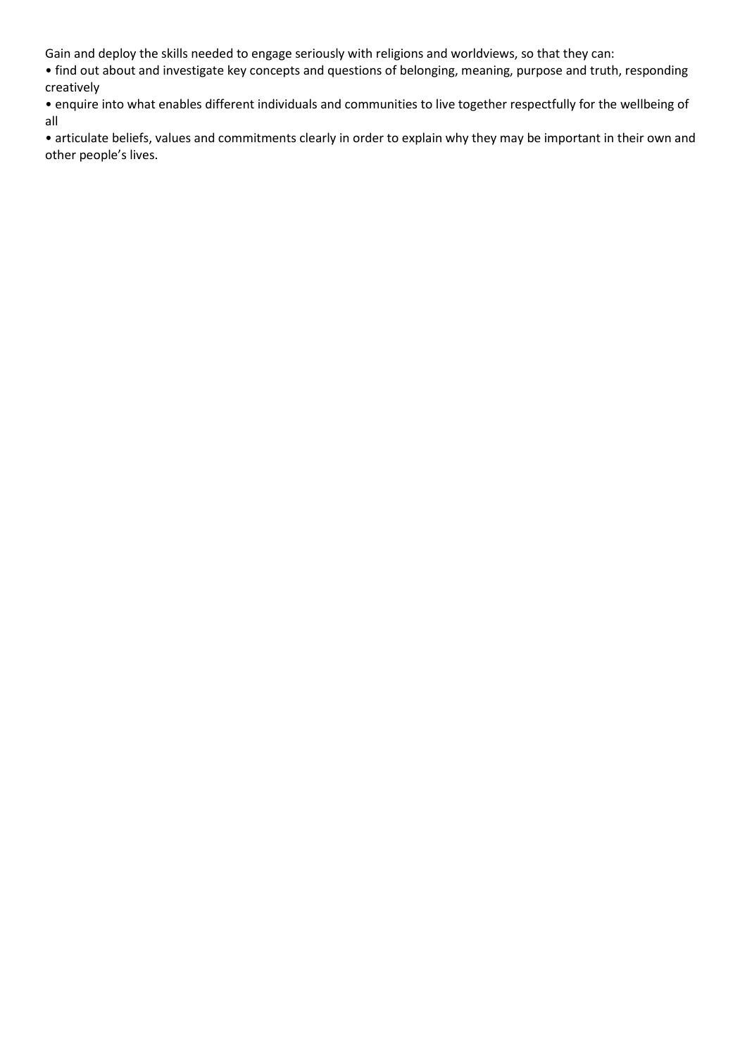Gain and deploy the skills needed to engage seriously with religions and worldviews, so that they can:

- find out about and investigate key concepts and questions of belonging, meaning, purpose and truth, responding creatively
- enquire into what enables different individuals and communities to live together respectfully for the wellbeing of all
- articulate beliefs, values and commitments clearly in order to explain why they may be important in their own and other people's lives.